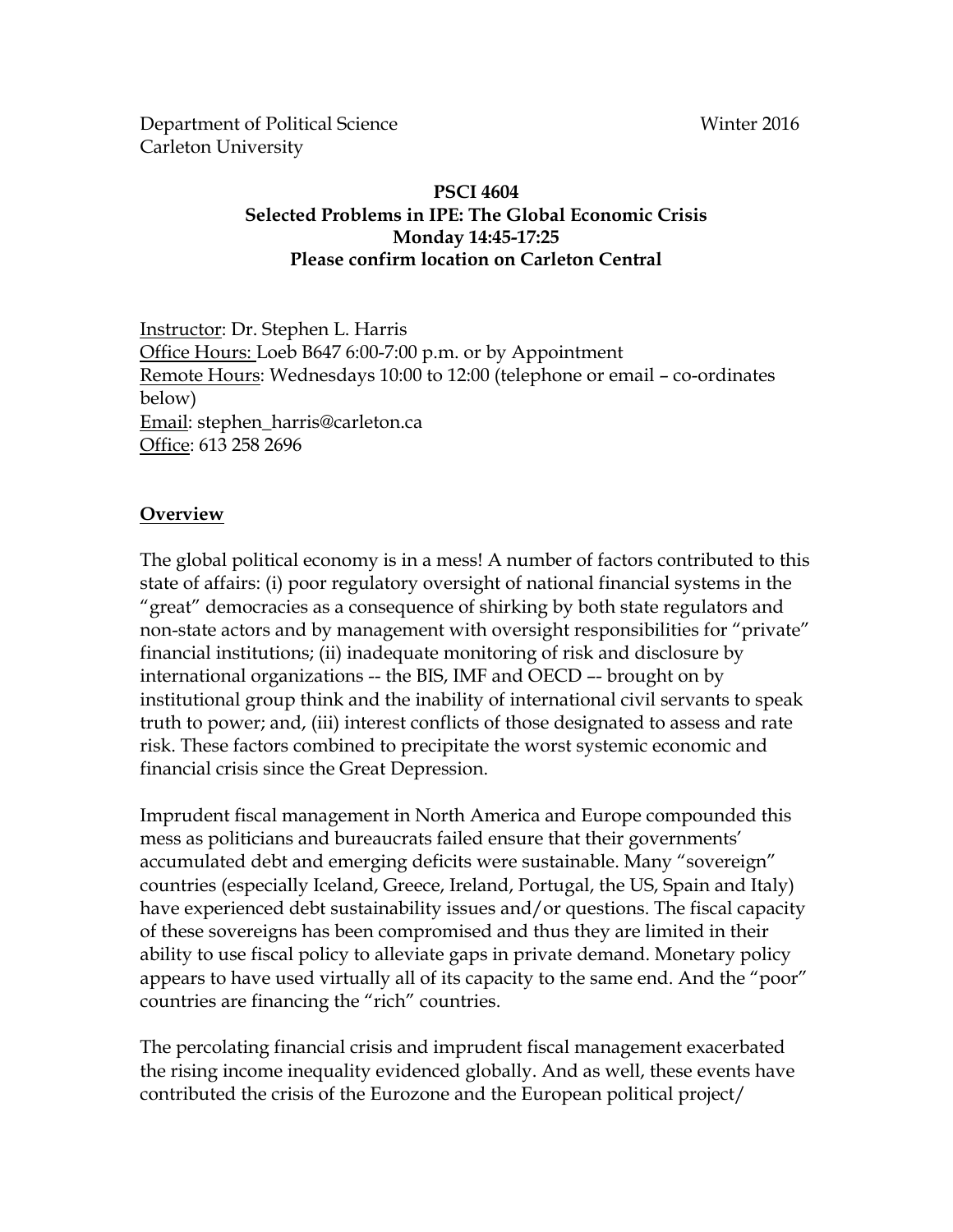Department of Political Science Winter 2016
Carleton University

**PSCI 4604**
**Selected Problems in IPE: The Global Economic Crisis**
**Monday 14:45-17:25**
**Please confirm location on Carleton Central**

Instructor: Dr. Stephen L. Harris
Office Hours: Loeb B647 6:00-7:00 p.m. or by Appointment
Remote Hours: Wednesdays 10:00 to 12:00 (telephone or email – co-ordinates below)
Email: stephen_harris@carleton.ca
Office: 613 258 2696

## Overview

The global political economy is in a mess! A number of factors contributed to this state of affairs: (i) poor regulatory oversight of national financial systems in the "great" democracies as a consequence of shirking by both state regulators and non-state actors and by management with oversight responsibilities for "private" financial institutions; (ii) inadequate monitoring of risk and disclosure by international organizations -- the BIS, IMF and OECD –- brought on by institutional group think and the inability of international civil servants to speak truth to power; and, (iii) interest conflicts of those designated to assess and rate risk. These factors combined to precipitate the worst systemic economic and financial crisis since the Great Depression.

Imprudent fiscal management in North America and Europe compounded this mess as politicians and bureaucrats failed ensure that their governments' accumulated debt and emerging deficits were sustainable. Many "sovereign" countries (especially Iceland, Greece, Ireland, Portugal, the US, Spain and Italy) have experienced debt sustainability issues and/or questions. The fiscal capacity of these sovereigns has been compromised and thus they are limited in their ability to use fiscal policy to alleviate gaps in private demand. Monetary policy appears to have used virtually all of its capacity to the same end. And the "poor" countries are financing the "rich" countries.

The percolating financial crisis and imprudent fiscal management exacerbated the rising income inequality evidenced globally. And as well, these events have contributed the crisis of the Eurozone and the European political project/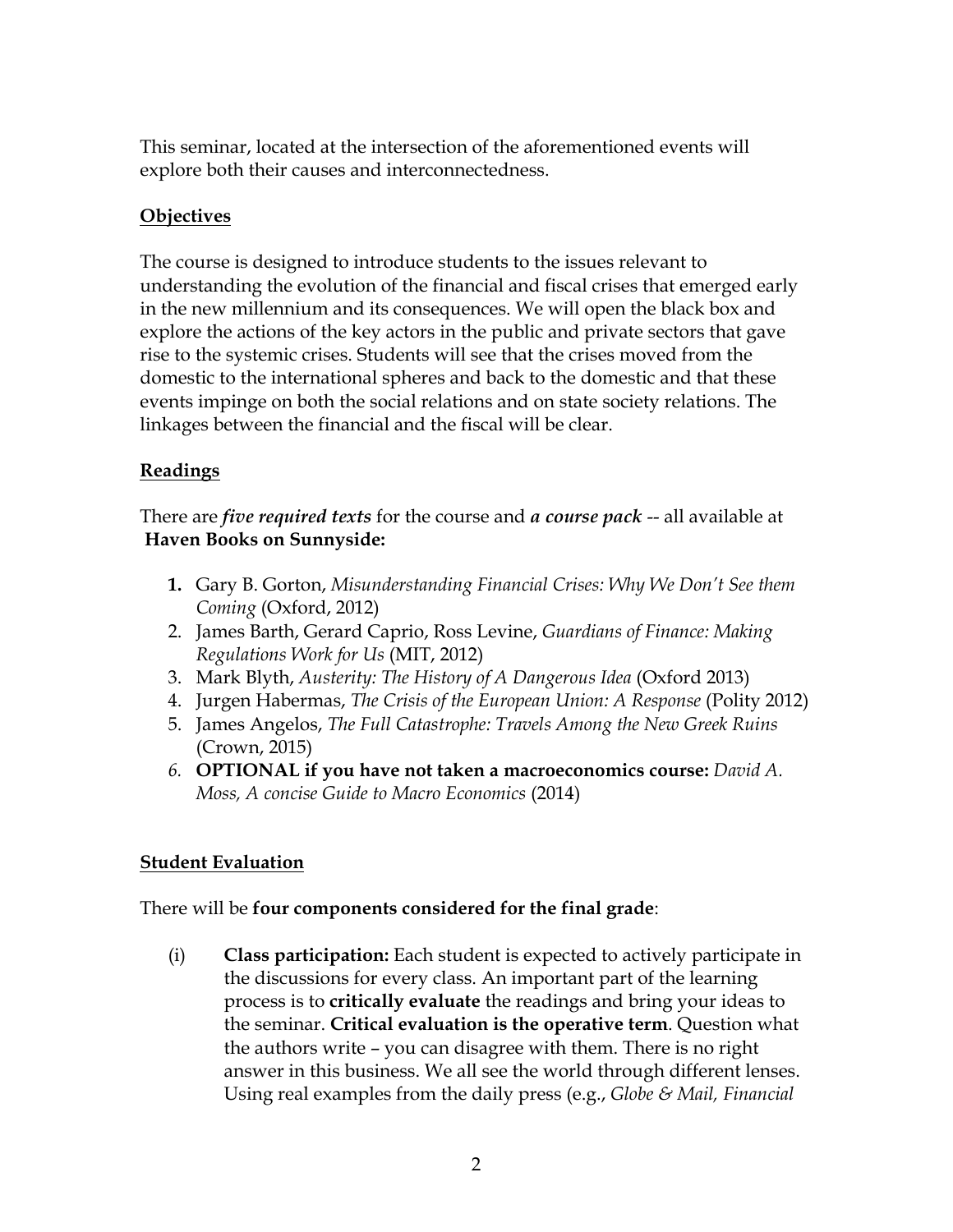This seminar, located at the intersection of the aforementioned events will explore both their causes and interconnectedness.

## Objectives

The course is designed to introduce students to the issues relevant to understanding the evolution of the financial and fiscal crises that emerged early in the new millennium and its consequences. We will open the black box and explore the actions of the key actors in the public and private sectors that gave rise to the systemic crises. Students will see that the crises moved from the domestic to the international spheres and back to the domestic and that these events impinge on both the social relations and on state society relations. The linkages between the financial and the fiscal will be clear.

## Readings

There are ***five required texts*** for the course and ***a course pack*** -- all available at **Haven Books on Sunnyside:**

1. Gary B. Gorton, *Misunderstanding Financial Crises: Why We Don't See them Coming* (Oxford, 2012)
2. James Barth, Gerard Caprio, Ross Levine, *Guardians of Finance: Making Regulations Work for Us* (MIT, 2012)
3. Mark Blyth, *Austerity: The History of A Dangerous Idea* (Oxford 2013)
4. Jurgen Habermas, *The Crisis of the European Union: A Response* (Polity 2012)
5. James Angelos, *The Full Catastrophe: Travels Among the New Greek Ruins* (Crown, 2015)
6. **OPTIONAL if you have not taken a macroeconomics course:** *David A. Moss, A concise Guide to Macro Economics* (2014)

## Student Evaluation

There will be **four components considered for the final grade**:

(i) **Class participation:** Each student is expected to actively participate in the discussions for every class. An important part of the learning process is to **critically evaluate** the readings and bring your ideas to the seminar. **Critical evaluation is the operative term**. Question what the authors write – you can disagree with them. There is no right answer in this business. We all see the world through different lenses. Using real examples from the daily press (e.g., *Globe & Mail, Financial*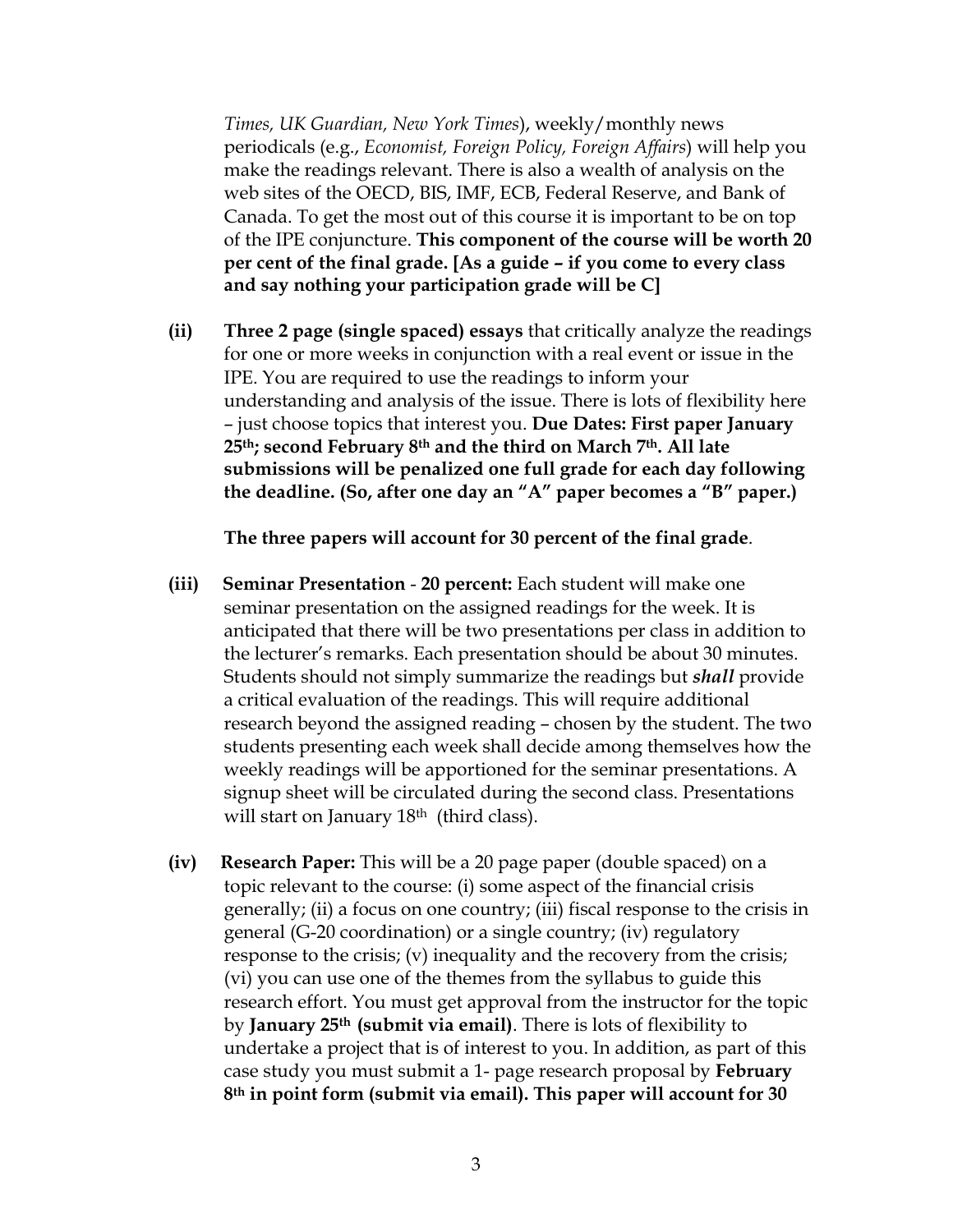*Times, UK Guardian, New York Times*), weekly/monthly news periodicals (e.g., *Economist, Foreign Policy, Foreign Affairs*) will help you make the readings relevant. There is also a wealth of analysis on the web sites of the OECD, BIS, IMF, ECB, Federal Reserve, and Bank of Canada. To get the most out of this course it is important to be on top of the IPE conjuncture. **This component of the course will be worth 20 per cent of the final grade. [As a guide – if you come to every class and say nothing your participation grade will be C]**

**(ii) Three 2 page (single spaced) essays** that critically analyze the readings for one or more weeks in conjunction with a real event or issue in the IPE. You are required to use the readings to inform your understanding and analysis of the issue. There is lots of flexibility here – just choose topics that interest you. **Due Dates: First paper January 25th; second February 8th and the third on March 7th. All late submissions will be penalized one full grade for each day following the deadline. (So, after one day an "A" paper becomes a "B" paper.)**

**The three papers will account for 30 percent of the final grade**.

**(iii) Seminar Presentation - 20 percent:** Each student will make one seminar presentation on the assigned readings for the week. It is anticipated that there will be two presentations per class in addition to the lecturer's remarks. Each presentation should be about 30 minutes. Students should not simply summarize the readings but ***shall*** provide a critical evaluation of the readings. This will require additional research beyond the assigned reading – chosen by the student. The two students presenting each week shall decide among themselves how the weekly readings will be apportioned for the seminar presentations. A signup sheet will be circulated during the second class. Presentations will start on January 18th (third class).

**(iv) Research Paper:** This will be a 20 page paper (double spaced) on a topic relevant to the course: (i) some aspect of the financial crisis generally; (ii) a focus on one country; (iii) fiscal response to the crisis in general (G-20 coordination) or a single country; (iv) regulatory response to the crisis; (v) inequality and the recovery from the crisis; (vi) you can use one of the themes from the syllabus to guide this research effort. You must get approval from the instructor for the topic by **January 25th (submit via email)**. There is lots of flexibility to undertake a project that is of interest to you. In addition, as part of this case study you must submit a 1- page research proposal by **February 8th in point form (submit via email). This paper will account for 30**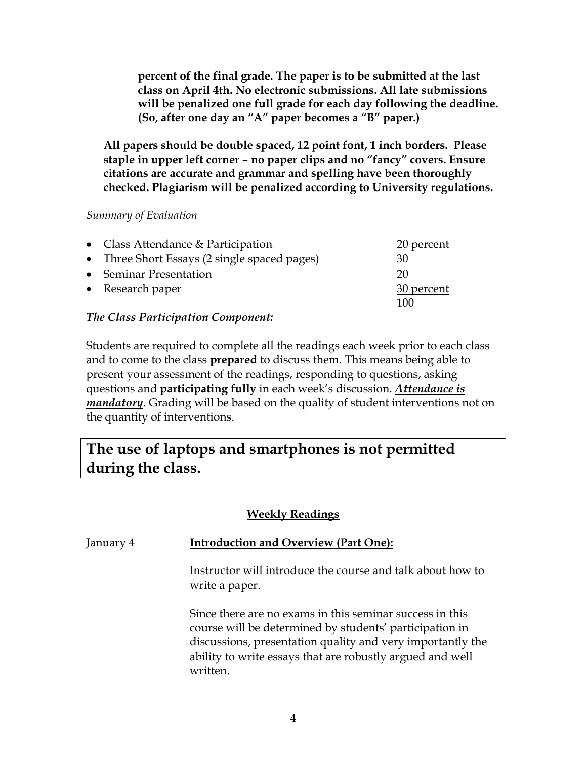**percent of the final grade. The paper is to be submitted at the last class on April 4th. No electronic submissions. All late submissions will be penalized one full grade for each day following the deadline. (So, after one day an "A" paper becomes a "B" paper.)**

**All papers should be double spaced, 12 point font, 1 inch borders. Please staple in upper left corner – no paper clips and no "fancy" covers. Ensure citations are accurate and grammar and spelling have been thoroughly checked. Plagiarism will be penalized according to University regulations.**

*Summary of Evaluation*

| Component | Weight |
| --- | --- |
| • Class Attendance & Participation | 20 percent |
| • Three Short Essays (2 single spaced pages) | 30 |
| • Seminar Presentation | 20 |
| • Research paper | <u>30 percent</u> |
| | 100 |

***The Class Participation Component:***

Students are required to complete all the readings each week prior to each class and to come to the class **prepared** to discuss them. This means being able to present your assessment of the readings, responding to questions, asking questions and **participating fully** in each week's discussion. ***<u>Attendance is mandatory</u>***. Grading will be based on the quality of student interventions not on the quantity of interventions.

## The use of laptops and smartphones is not permitted during the class.

### <u>Weekly Readings</u>

January 4 — **<u>Introduction and Overview (Part One):</u>**

Instructor will introduce the course and talk about how to write a paper.

Since there are no exams in this seminar success in this course will be determined by students' participation in discussions, presentation quality and very importantly the ability to write essays that are robustly argued and well written.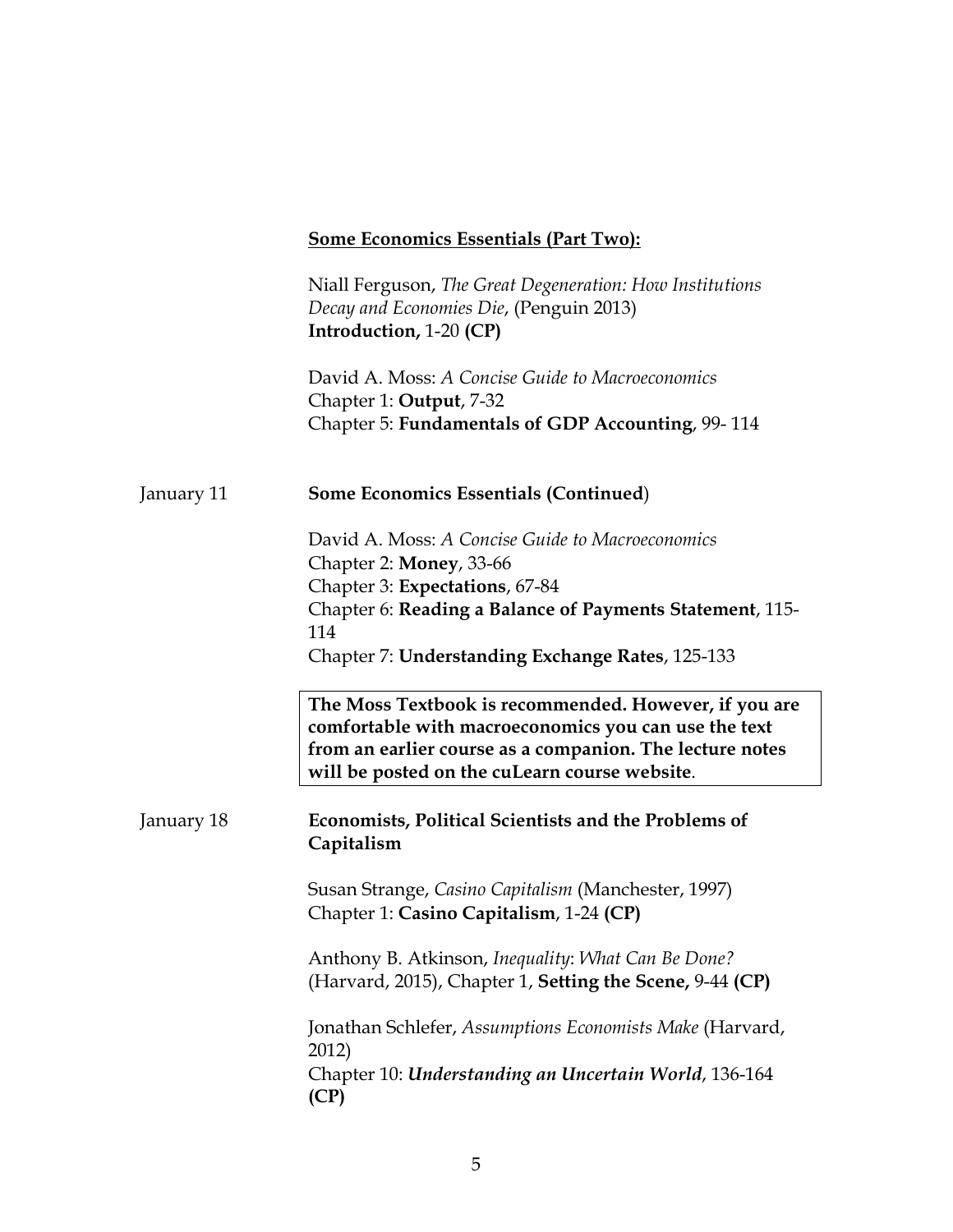**<u>Some Economics Essentials (Part Two):</u>**

Niall Ferguson, *The Great Degeneration: How Institutions Decay and Economies Die*, (Penguin 2013)
**Introduction,** 1-20 **(CP)**

David A. Moss: *A Concise Guide to Macroeconomics*
Chapter 1: **Output**, 7-32
Chapter 5: **Fundamentals of GDP Accounting**, 99- 114

January 11 — **Some Economics Essentials (Continued**)

David A. Moss: *A Concise Guide to Macroeconomics*
Chapter 2: **Money**, 33-66
Chapter 3: **Expectations**, 67-84
Chapter 6: **Reading a Balance of Payments Statement**, 115-114
Chapter 7: **Understanding Exchange Rates**, 125-133

**The Moss Textbook is recommended. However, if you are comfortable with macroeconomics you can use the text from an earlier course as a companion. The lecture notes will be posted on the cuLearn course website**.

January 18 — **Economists, Political Scientists and the Problems of Capitalism**

Susan Strange, *Casino Capitalism* (Manchester, 1997)
Chapter 1: **Casino Capitalism**, 1-24 **(CP)**

Anthony B. Atkinson, *Inequality*: *What Can Be Done?* (Harvard, 2015), Chapter 1, **Setting the Scene,** 9-44 **(CP)**

Jonathan Schlefer, *Assumptions Economists Make* (Harvard, 2012)
Chapter 10: ***Understanding an Uncertain World***, 136-164 **(CP)**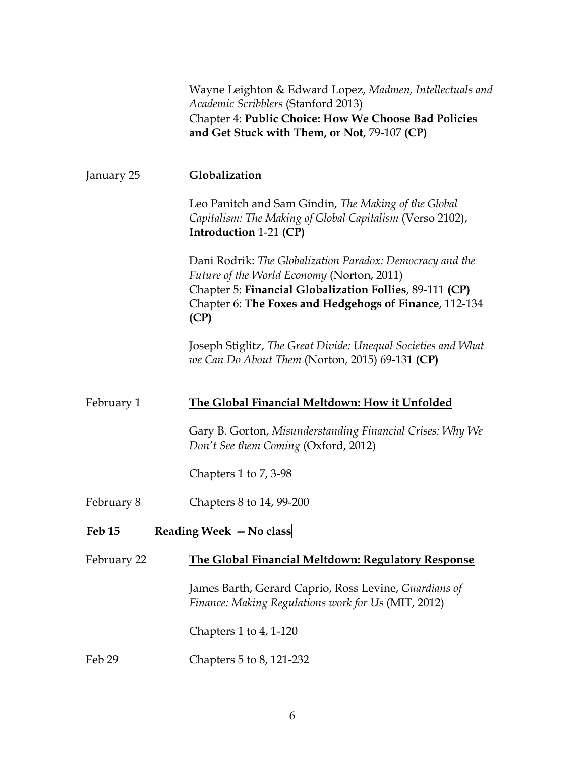Wayne Leighton & Edward Lopez, *Madmen, Intellectuals and Academic Scribblers* (Stanford 2013)
Chapter 4: **Public Choice: How We Choose Bad Policies and Get Stuck with Them, or Not**, 79-107 **(CP)**

January 25 **Globalization**

Leo Panitch and Sam Gindin, *The Making of the Global Capitalism: The Making of Global Capitalism* (Verso 2102), **Introduction** 1-21 **(CP)**

Dani Rodrik: *The Globalization Paradox: Democracy and the Future of the World Economy* (Norton, 2011)
Chapter 5: **Financial Globalization Follies**, 89-111 **(CP)**
Chapter 6: **The Foxes and Hedgehogs of Finance**, 112-134 **(CP)**

Joseph Stiglitz, *The Great Divide: Unequal Societies and What we Can Do About Them* (Norton, 2015) 69-131 **(CP)**

February 1 **The Global Financial Meltdown: How it Unfolded**

Gary B. Gorton, *Misunderstanding Financial Crises: Why We Don't See them Coming* (Oxford, 2012)

Chapters 1 to 7, 3-98

February 8 Chapters 8 to 14, 99-200

**Feb 15 Reading Week -- No class**

February 22 **The Global Financial Meltdown: Regulatory Response**

James Barth, Gerard Caprio, Ross Levine, *Guardians of Finance: Making Regulations work for Us* (MIT, 2012)

Chapters 1 to 4, 1-120

Feb 29 Chapters 5 to 8, 121-232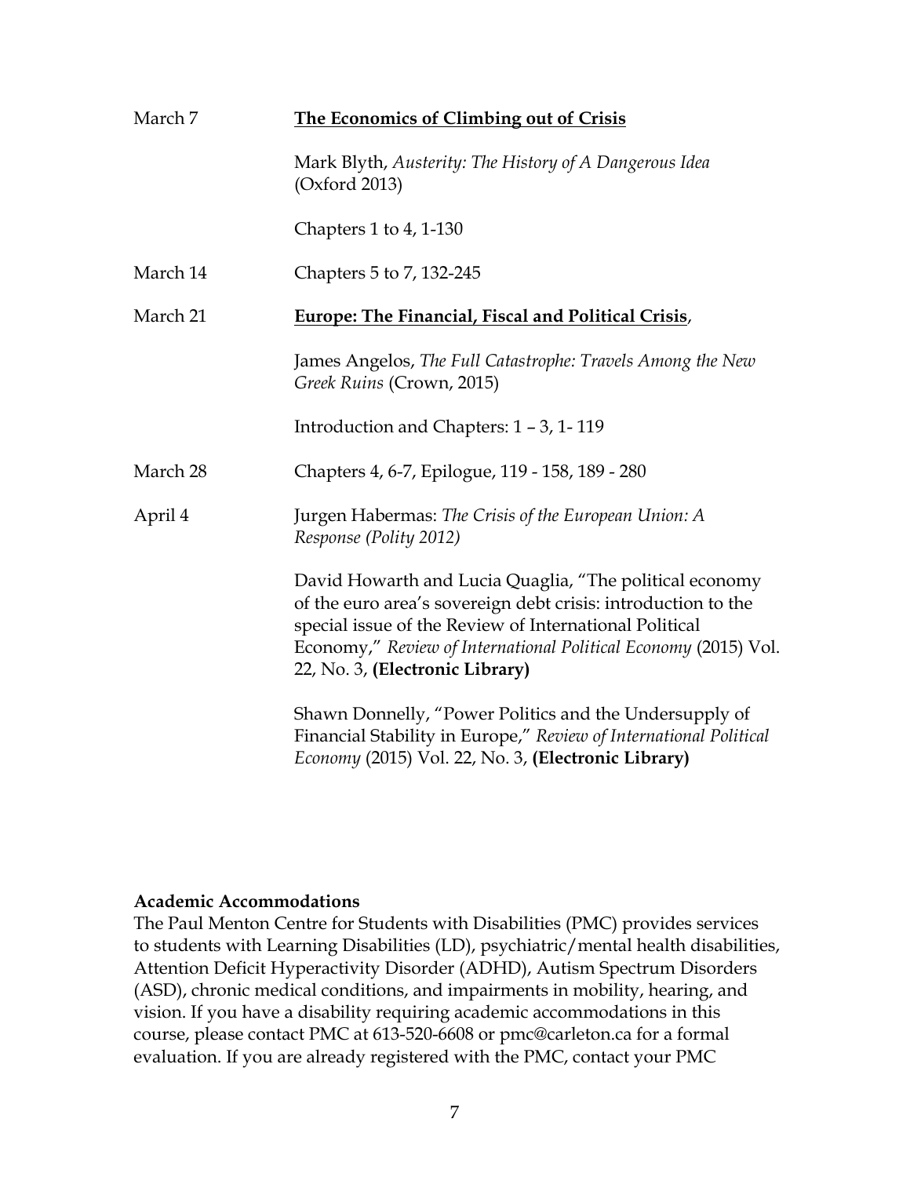March 7 **<u>The Economics of Climbing out of Crisis</u>**

Mark Blyth, *Austerity: The History of A Dangerous Idea* (Oxford 2013)

Chapters 1 to 4, 1-130

March 14 Chapters 5 to 7, 132-245

March 21 **<u>Europe: The Financial, Fiscal and Political Crisis</u>**,

James Angelos, *The Full Catastrophe: Travels Among the New Greek Ruins* (Crown, 2015)

Introduction and Chapters: 1 – 3, 1- 119

March 28 Chapters 4, 6-7, Epilogue, 119 - 158, 189 - 280

April 4 Jurgen Habermas: *The Crisis of the European Union: A Response (Polity 2012)*

David Howarth and Lucia Quaglia, "The political economy of the euro area's sovereign debt crisis: introduction to the special issue of the Review of International Political Economy," *Review of International Political Economy* (2015) Vol. 22, No. 3, **(Electronic Library)**

Shawn Donnelly, "Power Politics and the Undersupply of Financial Stability in Europe," *Review of International Political Economy* (2015) Vol. 22, No. 3, **(Electronic Library)**

**Academic Accommodations**
The Paul Menton Centre for Students with Disabilities (PMC) provides services to students with Learning Disabilities (LD), psychiatric/mental health disabilities, Attention Deficit Hyperactivity Disorder (ADHD), Autism Spectrum Disorders (ASD), chronic medical conditions, and impairments in mobility, hearing, and vision. If you have a disability requiring academic accommodations in this course, please contact PMC at 613-520-6608 or pmc@carleton.ca for a formal evaluation. If you are already registered with the PMC, contact your PMC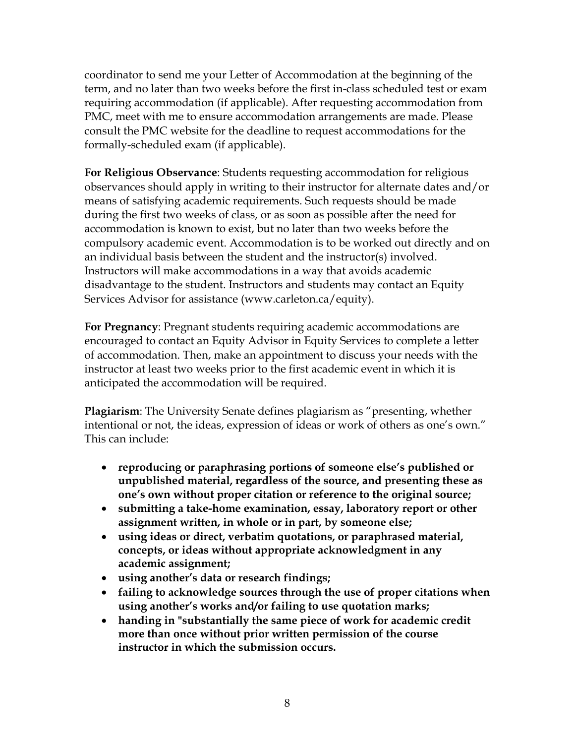coordinator to send me your Letter of Accommodation at the beginning of the term, and no later than two weeks before the first in-class scheduled test or exam requiring accommodation (if applicable). After requesting accommodation from PMC, meet with me to ensure accommodation arrangements are made. Please consult the PMC website for the deadline to request accommodations for the formally-scheduled exam (if applicable).

**For Religious Observance**: Students requesting accommodation for religious observances should apply in writing to their instructor for alternate dates and/or means of satisfying academic requirements. Such requests should be made during the first two weeks of class, or as soon as possible after the need for accommodation is known to exist, but no later than two weeks before the compulsory academic event. Accommodation is to be worked out directly and on an individual basis between the student and the instructor(s) involved. Instructors will make accommodations in a way that avoids academic disadvantage to the student. Instructors and students may contact an Equity Services Advisor for assistance (www.carleton.ca/equity).

**For Pregnancy**: Pregnant students requiring academic accommodations are encouraged to contact an Equity Advisor in Equity Services to complete a letter of accommodation. Then, make an appointment to discuss your needs with the instructor at least two weeks prior to the first academic event in which it is anticipated the accommodation will be required.

**Plagiarism**: The University Senate defines plagiarism as "presenting, whether intentional or not, the ideas, expression of ideas or work of others as one's own." This can include:

- **reproducing or paraphrasing portions of someone else's published or unpublished material, regardless of the source, and presenting these as one's own without proper citation or reference to the original source;**
- **submitting a take-home examination, essay, laboratory report or other assignment written, in whole or in part, by someone else;**
- **using ideas or direct, verbatim quotations, or paraphrased material, concepts, or ideas without appropriate acknowledgment in any academic assignment;**
- **using another's data or research findings;**
- **failing to acknowledge sources through the use of proper citations when using another's works and/or failing to use quotation marks;**
- **handing in "substantially the same piece of work for academic credit more than once without prior written permission of the course instructor in which the submission occurs.**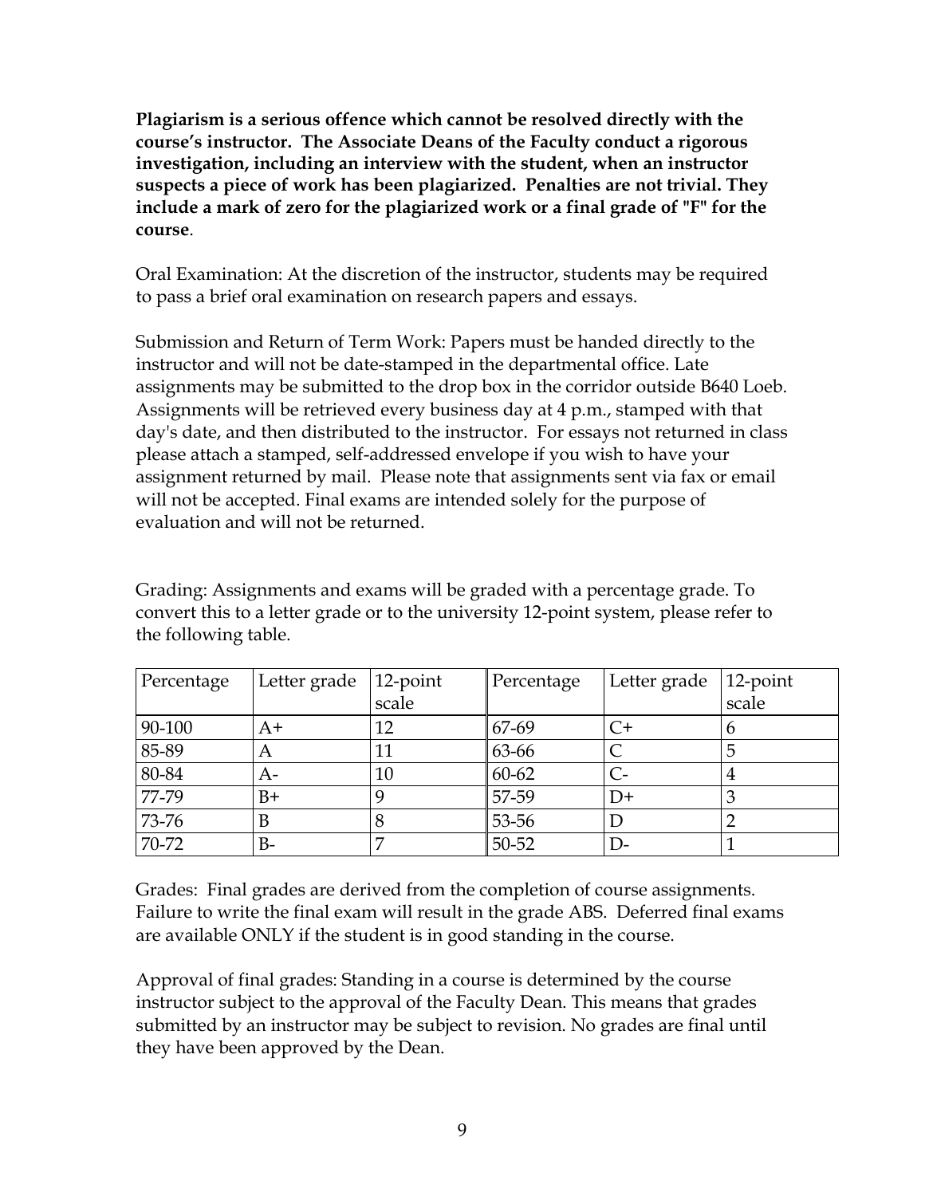**Plagiarism is a serious offence which cannot be resolved directly with the course's instructor. The Associate Deans of the Faculty conduct a rigorous investigation, including an interview with the student, when an instructor suspects a piece of work has been plagiarized. Penalties are not trivial. They include a mark of zero for the plagiarized work or a final grade of "F" for the course**.

Oral Examination: At the discretion of the instructor, students may be required to pass a brief oral examination on research papers and essays.

Submission and Return of Term Work: Papers must be handed directly to the instructor and will not be date-stamped in the departmental office. Late assignments may be submitted to the drop box in the corridor outside B640 Loeb. Assignments will be retrieved every business day at 4 p.m., stamped with that day's date, and then distributed to the instructor. For essays not returned in class please attach a stamped, self-addressed envelope if you wish to have your assignment returned by mail. Please note that assignments sent via fax or email will not be accepted. Final exams are intended solely for the purpose of evaluation and will not be returned.

Grading: Assignments and exams will be graded with a percentage grade. To convert this to a letter grade or to the university 12-point system, please refer to the following table.

| Percentage | Letter grade | 12-point scale | Percentage | Letter grade | 12-point scale |
|---|---|---|---|---|---|
| 90-100 | A+ | 12 | 67-69 | C+ | 6 |
| 85-89 | A | 11 | 63-66 | C | 5 |
| 80-84 | A- | 10 | 60-62 | C- | 4 |
| 77-79 | B+ | 9 | 57-59 | D+ | 3 |
| 73-76 | B | 8 | 53-56 | D | 2 |
| 70-72 | B- | 7 | 50-52 | D- | 1 |

Grades: Final grades are derived from the completion of course assignments. Failure to write the final exam will result in the grade ABS. Deferred final exams are available ONLY if the student is in good standing in the course.

Approval of final grades: Standing in a course is determined by the course instructor subject to the approval of the Faculty Dean. This means that grades submitted by an instructor may be subject to revision. No grades are final until they have been approved by the Dean.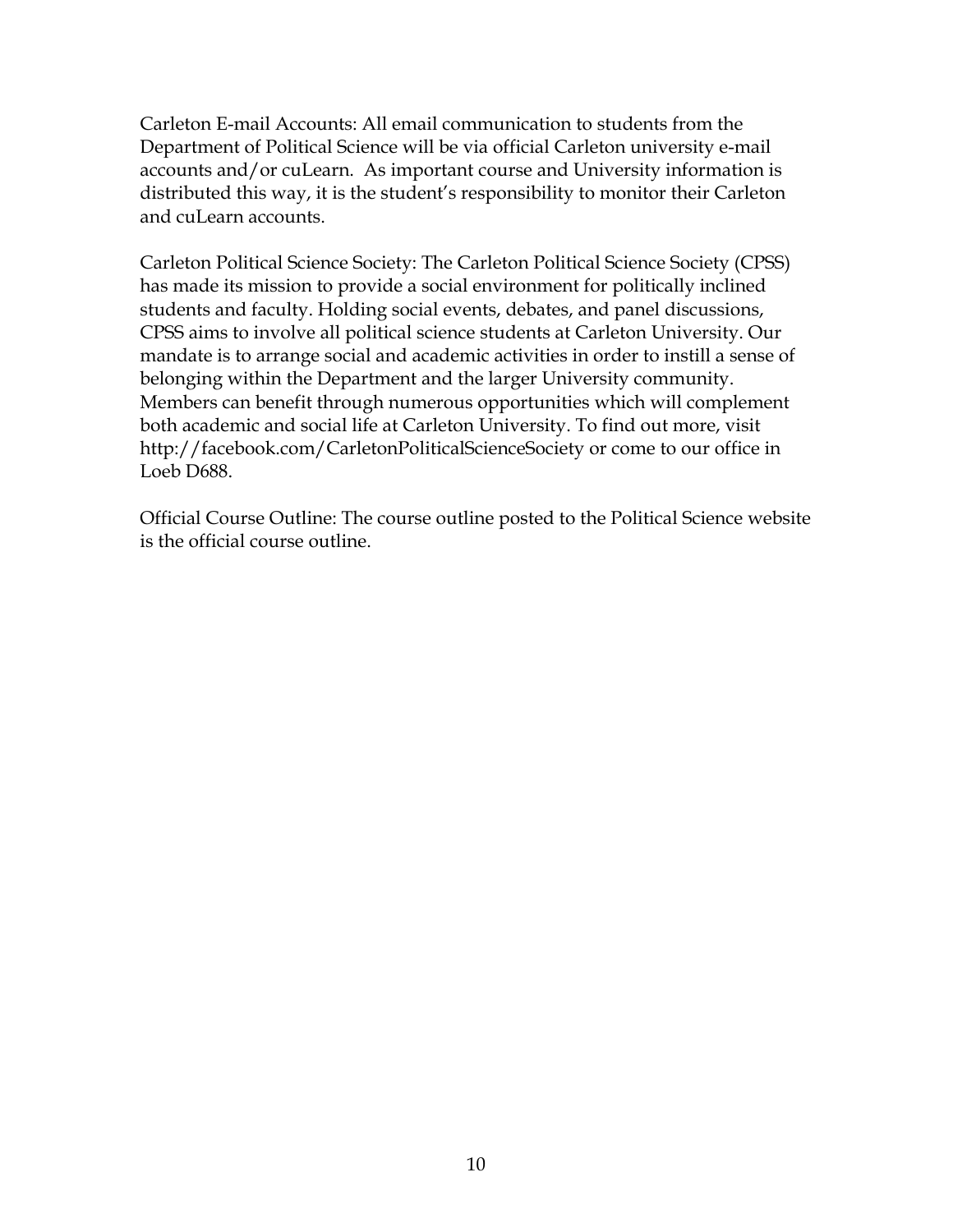Carleton E-mail Accounts: All email communication to students from the Department of Political Science will be via official Carleton university e-mail accounts and/or cuLearn. As important course and University information is distributed this way, it is the student's responsibility to monitor their Carleton and cuLearn accounts.

Carleton Political Science Society: The Carleton Political Science Society (CPSS) has made its mission to provide a social environment for politically inclined students and faculty. Holding social events, debates, and panel discussions, CPSS aims to involve all political science students at Carleton University. Our mandate is to arrange social and academic activities in order to instill a sense of belonging within the Department and the larger University community. Members can benefit through numerous opportunities which will complement both academic and social life at Carleton University. To find out more, visit http://facebook.com/CarletonPoliticalScienceSociety or come to our office in Loeb D688.

Official Course Outline: The course outline posted to the Political Science website is the official course outline.